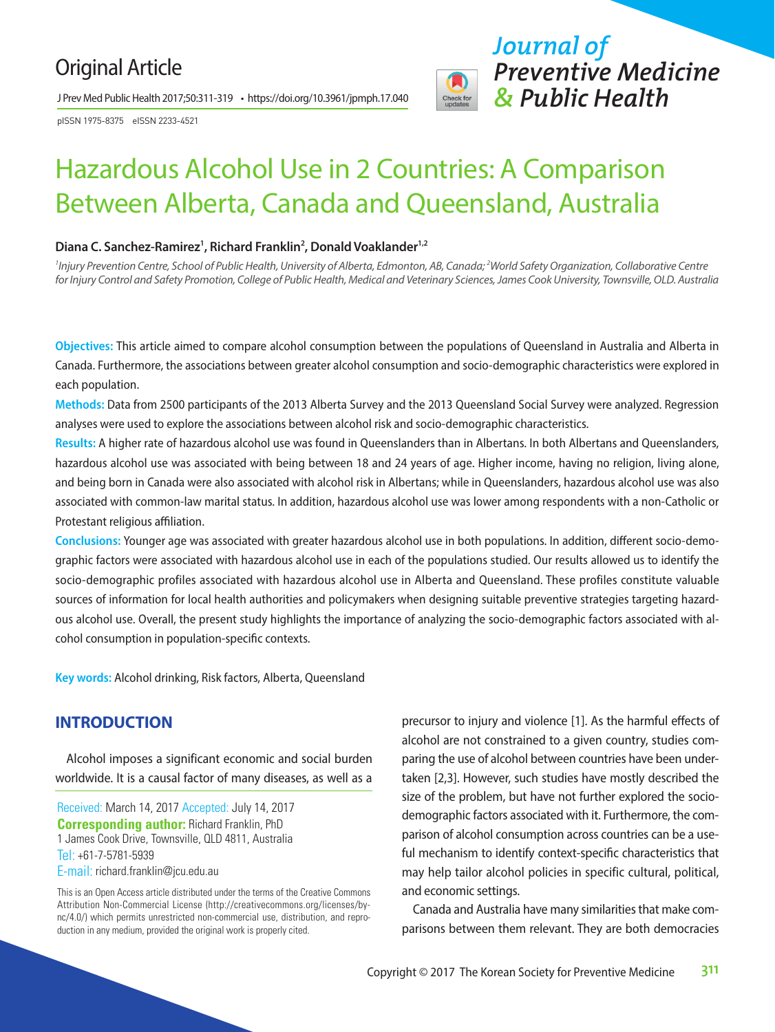Original Article

# Hazardous Alcohol Use in 2 Countries: A Comparison Between Alberta, Canada and Queensland, Australia

**Diana C. Sanchez-Ramirez[1], Richard Franklin[2], Donald Voaklander[1,2]**

*[1]Injury Prevention Centre, School of Public Health, University of Alberta, Edmonton, AB, Canada; [2]World Safety Organization, Collaborative Centre for Injury Control and Safety Promotion, College of Public Health, Medical and Veterinary Sciences, James Cook University, Townsville, QLD. Australia*

**Objectives:** This article aimed to compare alcohol consumption between the populations of Queensland in Australia and Alberta in Canada. Furthermore, the associations between greater alcohol consumption and socio-demographic characteristics were explored in each population.

**Methods:** Data from 2500 participants of the 2013 Alberta Survey and the 2013 Queensland Social Survey were analyzed. Regression analyses were used to explore the associations between alcohol risk and socio-demographic characteristics.

**Results:** A higher rate of hazardous alcohol use was found in Queenslanders than in Albertans. In both Albertans and Queenslanders, hazardous alcohol use was associated with being between 18 and 24 years of age. Higher income, having no religion, living alone, and being born in Canada were also associated with alcohol risk in Albertans; while in Queenslanders, hazardous alcohol use was also associated with common-law marital status. In addition, hazardous alcohol use was lower among respondents with a non-Catholic or Protestant religious affiliation.

**Conclusions:** Younger age was associated with greater hazardous alcohol use in both populations. In addition, different socio-demographic factors were associated with hazardous alcohol use in each of the populations studied. Our results allowed us to identify the socio-demographic profiles associated with hazardous alcohol use in Alberta and Queensland. These profiles constitute valuable sources of information for local health authorities and policymakers when designing suitable preventive strategies targeting hazardous alcohol use. Overall, the present study highlights the importance of analyzing the socio-demographic factors associated with alcohol consumption in population-specific contexts.

**Key words:** Alcohol drinking, Risk factors, Alberta, Queensland

## INTRODUCTION

Alcohol imposes a significant economic and social burden worldwide. It is a causal factor of many diseases, as well as a precursor to injury and violence [1]. As the harmful effects of alcohol are not constrained to a given country, studies comparing the use of alcohol between countries have been undertaken [2,3]. However, such studies have mostly described the size of the problem, but have not further explored the socio-demographic factors associated with it. Furthermore, the comparison of alcohol consumption across countries can be a useful mechanism to identify context-specific characteristics that may help tailor alcohol policies in specific cultural, political, and economic settings.

Canada and Australia have many similarities that make comparisons between them relevant. They are both democracies

Received: March 14, 2017 Accepted: July 14, 2017
**Corresponding author:** Richard Franklin, PhD
1 James Cook Drive, Townsville, QLD 4811, Australia
Tel: +61-7-5781-5939
E-mail: richard.franklin@jcu.edu.au

This is an Open Access article distributed under the terms of the Creative Commons Attribution Non-Commercial License (http://creativecommons.org/licenses/by-nc/4.0/) which permits unrestricted non-commercial use, distribution, and reproduction in any medium, provided the original work is properly cited.

Copyright © 2017 The Korean Society for Preventive Medicine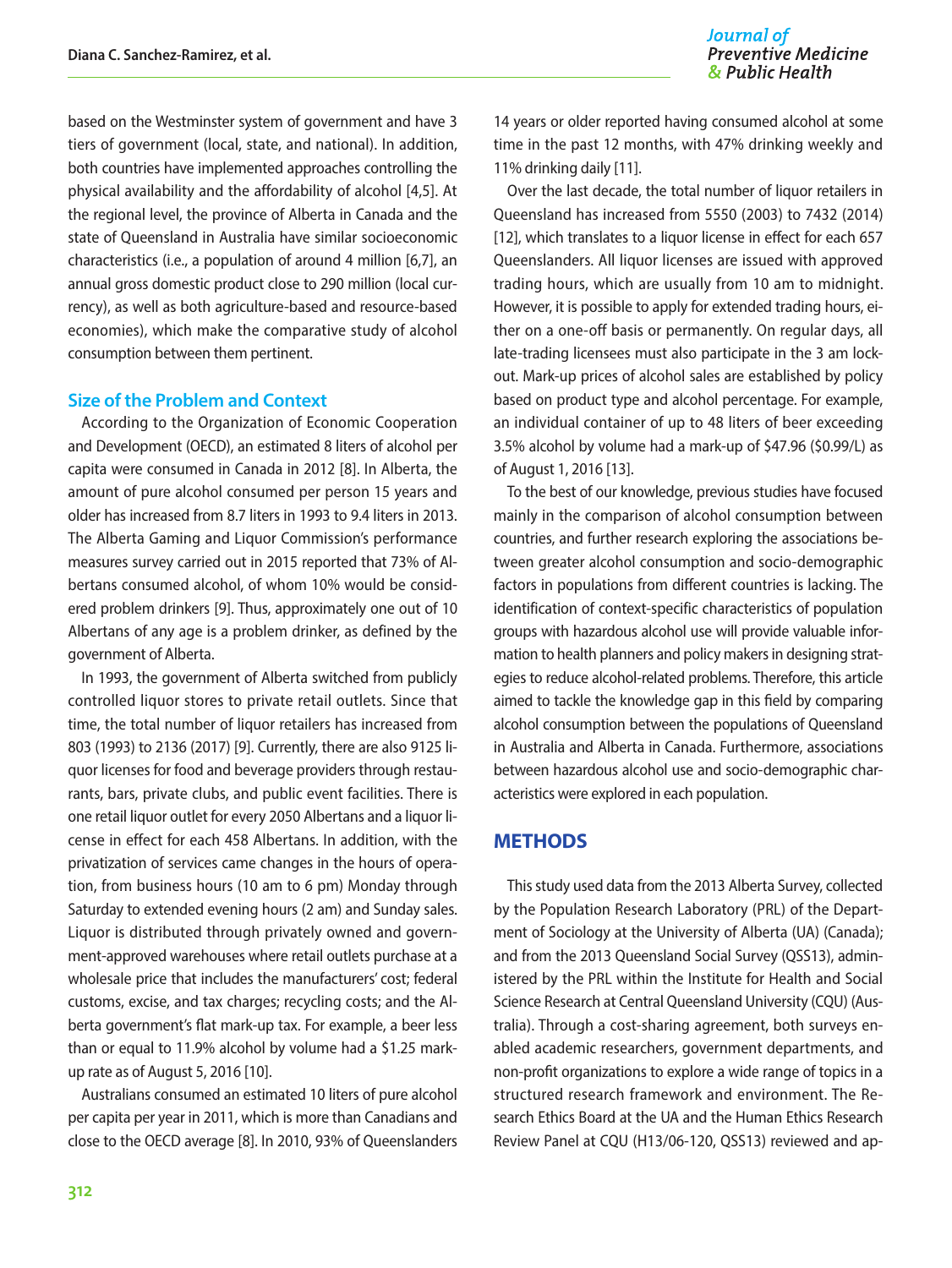based on the Westminster system of government and have 3 tiers of government (local, state, and national). In addition, both countries have implemented approaches controlling the physical availability and the affordability of alcohol [4,5]. At the regional level, the province of Alberta in Canada and the state of Queensland in Australia have similar socioeconomic characteristics (i.e., a population of around 4 million [6,7], an annual gross domestic product close to 290 million (local currency), as well as both agriculture-based and resource-based economies), which make the comparative study of alcohol consumption between them pertinent.

### Size of the Problem and Context

According to the Organization of Economic Cooperation and Development (OECD), an estimated 8 liters of alcohol per capita were consumed in Canada in 2012 [8]. In Alberta, the amount of pure alcohol consumed per person 15 years and older has increased from 8.7 liters in 1993 to 9.4 liters in 2013. The Alberta Gaming and Liquor Commission's performance measures survey carried out in 2015 reported that 73% of Albertans consumed alcohol, of whom 10% would be considered problem drinkers [9]. Thus, approximately one out of 10 Albertans of any age is a problem drinker, as defined by the government of Alberta.

In 1993, the government of Alberta switched from publicly controlled liquor stores to private retail outlets. Since that time, the total number of liquor retailers has increased from 803 (1993) to 2136 (2017) [9]. Currently, there are also 9125 liquor licenses for food and beverage providers through restaurants, bars, private clubs, and public event facilities. There is one retail liquor outlet for every 2050 Albertans and a liquor license in effect for each 458 Albertans. In addition, with the privatization of services came changes in the hours of operation, from business hours (10 am to 6 pm) Monday through Saturday to extended evening hours (2 am) and Sunday sales. Liquor is distributed through privately owned and government-approved warehouses where retail outlets purchase at a wholesale price that includes the manufacturers' cost; federal customs, excise, and tax charges; recycling costs; and the Alberta government's flat mark-up tax. For example, a beer less than or equal to 11.9% alcohol by volume had a $1.25 mark-up rate as of August 5, 2016 [10].

Australians consumed an estimated 10 liters of pure alcohol per capita per year in 2011, which is more than Canadians and close to the OECD average [8]. In 2010, 93% of Queenslanders 14 years or older reported having consumed alcohol at some time in the past 12 months, with 47% drinking weekly and 11% drinking daily [11].

Over the last decade, the total number of liquor retailers in Queensland has increased from 5550 (2003) to 7432 (2014) [12], which translates to a liquor license in effect for each 657 Queenslanders. All liquor licenses are issued with approved trading hours, which are usually from 10 am to midnight. However, it is possible to apply for extended trading hours, either on a one-off basis or permanently. On regular days, all late-trading licensees must also participate in the 3 am lockout. Mark-up prices of alcohol sales are established by policy based on product type and alcohol percentage. For example, an individual container of up to 48 liters of beer exceeding 3.5% alcohol by volume had a mark-up of $47.96 ($0.99/L) as of August 1, 2016 [13].

To the best of our knowledge, previous studies have focused mainly in the comparison of alcohol consumption between countries, and further research exploring the associations between greater alcohol consumption and socio-demographic factors in populations from different countries is lacking. The identification of context-specific characteristics of population groups with hazardous alcohol use will provide valuable information to health planners and policy makers in designing strategies to reduce alcohol-related problems. Therefore, this article aimed to tackle the knowledge gap in this field by comparing alcohol consumption between the populations of Queensland in Australia and Alberta in Canada. Furthermore, associations between hazardous alcohol use and socio-demographic characteristics were explored in each population.

## METHODS

This study used data from the 2013 Alberta Survey, collected by the Population Research Laboratory (PRL) of the Department of Sociology at the University of Alberta (UA) (Canada); and from the 2013 Queensland Social Survey (QSS13), administered by the PRL within the Institute for Health and Social Science Research at Central Queensland University (CQU) (Australia). Through a cost-sharing agreement, both surveys enabled academic researchers, government departments, and non-profit organizations to explore a wide range of topics in a structured research framework and environment. The Research Ethics Board at the UA and the Human Ethics Research Review Panel at CQU (H13/06-120, QSS13) reviewed and ap-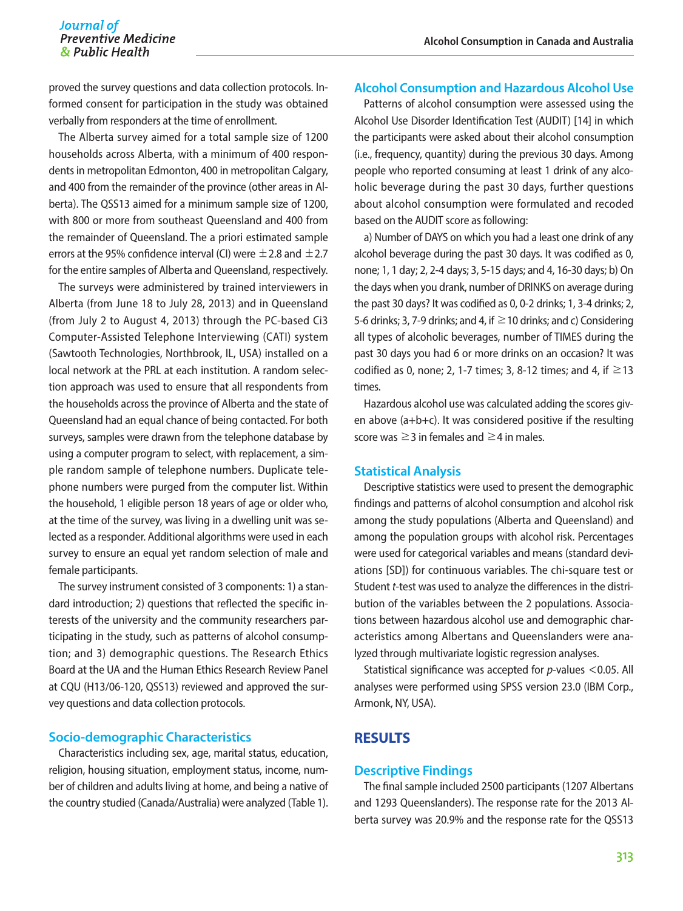proved the survey questions and data collection protocols. Informed consent for participation in the study was obtained verbally from responders at the time of enrollment.

The Alberta survey aimed for a total sample size of 1200 households across Alberta, with a minimum of 400 respondents in metropolitan Edmonton, 400 in metropolitan Calgary, and 400 from the remainder of the province (other areas in Alberta). The QSS13 aimed for a minimum sample size of 1200, with 800 or more from southeast Queensland and 400 from the remainder of Queensland. The a priori estimated sample errors at the 95% confidence interval (CI) were ±2.8 and ±2.7 for the entire samples of Alberta and Queensland, respectively.

The surveys were administered by trained interviewers in Alberta (from June 18 to July 28, 2013) and in Queensland (from July 2 to August 4, 2013) through the PC-based Ci3 Computer-Assisted Telephone Interviewing (CATI) system (Sawtooth Technologies, Northbrook, IL, USA) installed on a local network at the PRL at each institution. A random selection approach was used to ensure that all respondents from the households across the province of Alberta and the state of Queensland had an equal chance of being contacted. For both surveys, samples were drawn from the telephone database by using a computer program to select, with replacement, a simple random sample of telephone numbers. Duplicate telephone numbers were purged from the computer list. Within the household, 1 eligible person 18 years of age or older who, at the time of the survey, was living in a dwelling unit was selected as a responder. Additional algorithms were used in each survey to ensure an equal yet random selection of male and female participants.

The survey instrument consisted of 3 components: 1) a standard introduction; 2) questions that reflected the specific interests of the university and the community researchers participating in the study, such as patterns of alcohol consumption; and 3) demographic questions. The Research Ethics Board at the UA and the Human Ethics Research Review Panel at CQU (H13/06-120, QSS13) reviewed and approved the survey questions and data collection protocols.

### Socio-demographic Characteristics

Characteristics including sex, age, marital status, education, religion, housing situation, employment status, income, number of children and adults living at home, and being a native of the country studied (Canada/Australia) were analyzed (Table 1).

### Alcohol Consumption and Hazardous Alcohol Use

Patterns of alcohol consumption were assessed using the Alcohol Use Disorder Identification Test (AUDIT) [14] in which the participants were asked about their alcohol consumption (i.e., frequency, quantity) during the previous 30 days. Among people who reported consuming at least 1 drink of any alcoholic beverage during the past 30 days, further questions about alcohol consumption were formulated and recoded based on the AUDIT score as following:

a) Number of DAYS on which you had a least one drink of any alcohol beverage during the past 30 days. It was codified as 0, none; 1, 1 day; 2, 2-4 days; 3, 5-15 days; and 4, 16-30 days; b) On the days when you drank, number of DRINKS on average during the past 30 days? It was codified as 0, 0-2 drinks; 1, 3-4 drinks; 2, 5-6 drinks; 3, 7-9 drinks; and 4, if ≥10 drinks; and c) Considering all types of alcoholic beverages, number of TIMES during the past 30 days you had 6 or more drinks on an occasion? It was codified as 0, none; 2, 1-7 times; 3, 8-12 times; and 4, if ≥13 times.

Hazardous alcohol use was calculated adding the scores given above (a+b+c). It was considered positive if the resulting score was ≥3 in females and ≥4 in males.

### Statistical Analysis

Descriptive statistics were used to present the demographic findings and patterns of alcohol consumption and alcohol risk among the study populations (Alberta and Queensland) and among the population groups with alcohol risk. Percentages were used for categorical variables and means (standard deviations [SD]) for continuous variables. The chi-square test or Student *t*-test was used to analyze the differences in the distribution of the variables between the 2 populations. Associations between hazardous alcohol use and demographic characteristics among Albertans and Queenslanders were analyzed through multivariate logistic regression analyses.

Statistical significance was accepted for *p*-values $<0.05$. All analyses were performed using SPSS version 23.0 (IBM Corp., Armonk, NY, USA).

## RESULTS

### Descriptive Findings

The final sample included 2500 participants (1207 Albertans and 1293 Queenslanders). The response rate for the 2013 Alberta survey was 20.9% and the response rate for the QSS13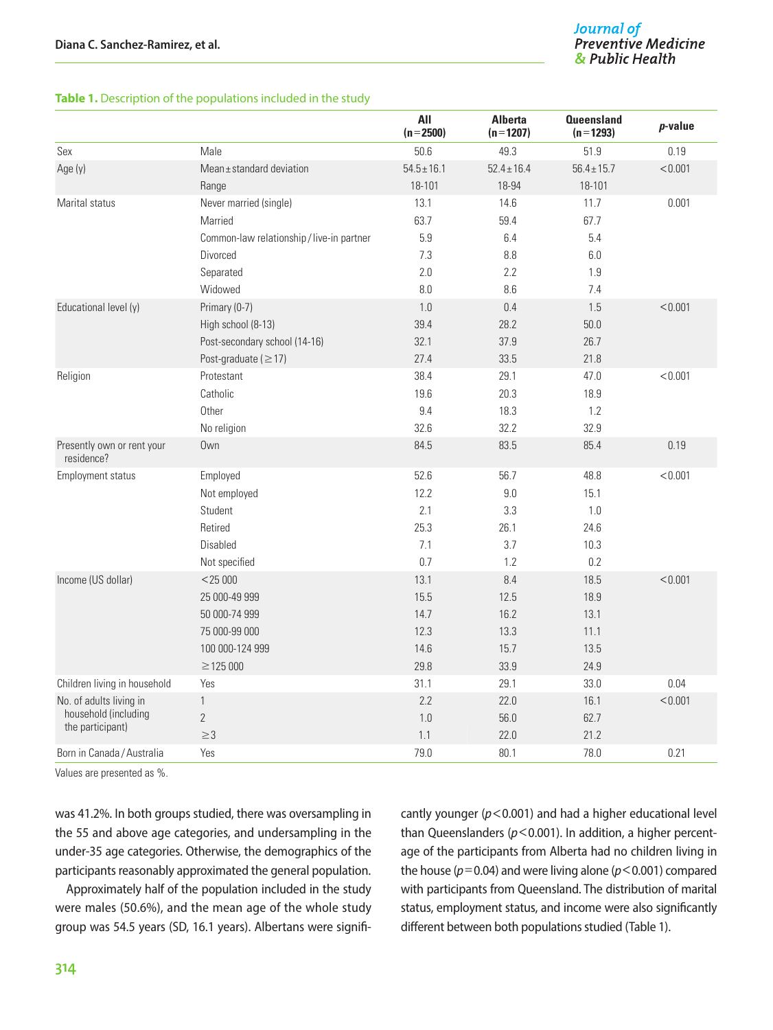**Table 1.** Description of the populations included in the study

| | | All (n=2500) | Alberta (n=1207) | Queensland (n=1293) | *p*-value |
|---|---|---|---|---|---|
| Sex | Male | 50.6 | 49.3 | 51.9 | 0.19 |
| Age (y) | Mean±standard deviation | 54.5±16.1 | 52.4±16.4 | 56.4±15.7 | <0.001 |
| | Range | 18-101 | 18-94 | 18-101 | |
| Marital status | Never married (single) | 13.1 | 14.6 | 11.7 | 0.001 |
| | Married | 63.7 | 59.4 | 67.7 | |
| | Common-law relationship / live-in partner | 5.9 | 6.4 | 5.4 | |
| | Divorced | 7.3 | 8.8 | 6.0 | |
| | Separated | 2.0 | 2.2 | 1.9 | |
| | Widowed | 8.0 | 8.6 | 7.4 | |
| Educational level (y) | Primary (0-7) | 1.0 | 0.4 | 1.5 | <0.001 |
| | High school (8-13) | 39.4 | 28.2 | 50.0 | |
| | Post-secondary school (14-16) | 32.1 | 37.9 | 26.7 | |
| | Post-graduate (≥17) | 27.4 | 33.5 | 21.8 | |
| Religion | Protestant | 38.4 | 29.1 | 47.0 | <0.001 |
| | Catholic | 19.6 | 20.3 | 18.9 | |
| | Other | 9.4 | 18.3 | 1.2 | |
| | No religion | 32.6 | 32.2 | 32.9 | |
| Presently own or rent your residence? | Own | 84.5 | 83.5 | 85.4 | 0.19 |
| Employment status | Employed | 52.6 | 56.7 | 48.8 | <0.001 |
| | Not employed | 12.2 | 9.0 | 15.1 | |
| | Student | 2.1 | 3.3 | 1.0 | |
| | Retired | 25.3 | 26.1 | 24.6 | |
| | Disabled | 7.1 | 3.7 | 10.3 | |
| | Not specified | 0.7 | 1.2 | 0.2 | |
| Income (US dollar) | <25 000 | 13.1 | 8.4 | 18.5 | <0.001 |
| | 25 000-49 999 | 15.5 | 12.5 | 18.9 | |
| | 50 000-74 999 | 14.7 | 16.2 | 13.1 | |
| | 75 000-99 000 | 12.3 | 13.3 | 11.1 | |
| | 100 000-124 999 | 14.6 | 15.7 | 13.5 | |
| | ≥125 000 | 29.8 | 33.9 | 24.9 | |
| Children living in household | Yes | 31.1 | 29.1 | 33.0 | 0.04 |
| No. of adults living in household (including the participant) | 1 | 2.2 | 22.0 | 16.1 | <0.001 |
| | 2 | 1.0 | 56.0 | 62.7 | |
| | ≥3 | 1.1 | 22.0 | 21.2 | |
| Born in Canada / Australia | Yes | 79.0 | 80.1 | 78.0 | 0.21 |

Values are presented as %.

was 41.2%. In both groups studied, there was oversampling in the 55 and above age categories, and undersampling in the under-35 age categories. Otherwise, the demographics of the participants reasonably approximated the general population.

Approximately half of the population included in the study were males (50.6%), and the mean age of the whole study group was 54.5 years (SD, 16.1 years). Albertans were significantly younger ($p<0.001$) and had a higher educational level than Queenslanders ($p<0.001$). In addition, a higher percentage of the participants from Alberta had no children living in the house ($p=0.04$) and were living alone ($p<0.001$) compared with participants from Queensland. The distribution of marital status, employment status, and income were also significantly different between both populations studied (Table 1).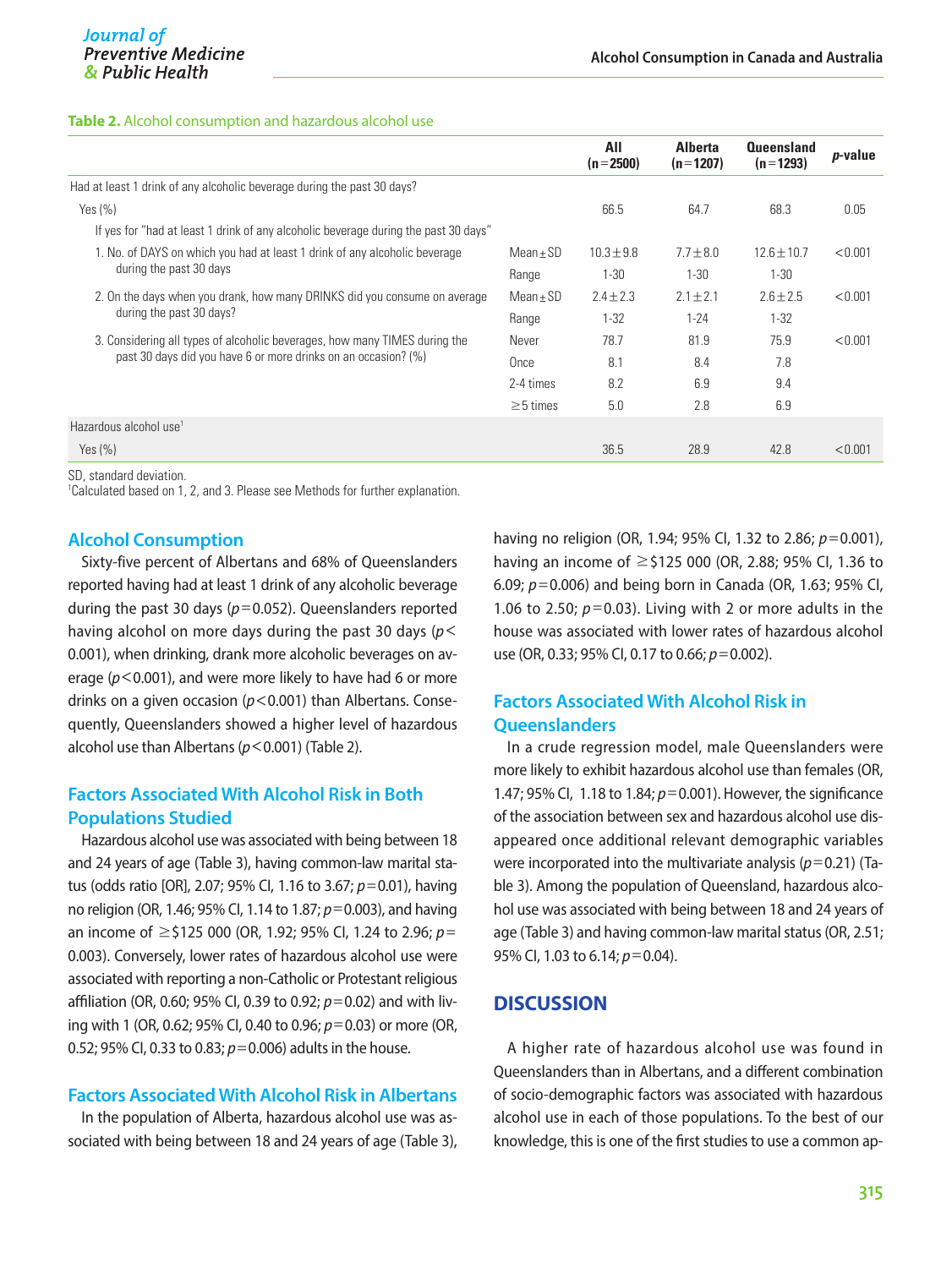**Table 2.** Alcohol consumption and hazardous alcohol use

| | | All (n=2500) | Alberta (n=1207) | Queensland (n=1293) | *p*-value |
|---|---|---|---|---|---|
| Had at least 1 drink of any alcoholic beverage during the past 30 days? | | | | | |
| Yes (%) | | 66.5 | 64.7 | 68.3 | 0.05 |
| If yes for "had at least 1 drink of any alcoholic beverage during the past 30 days" | | | | | |
| 1. No. of DAYS on which you had at least 1 drink of any alcoholic beverage during the past 30 days | Mean±SD | 10.3±9.8 | 7.7±8.0 | 12.6±10.7 | <0.001 |
| | Range | 1-30 | 1-30 | 1-30 | |
| 2. On the days when you drank, how many DRINKS did you consume on average during the past 30 days? | Mean±SD | 2.4±2.3 | 2.1±2.1 | 2.6±2.5 | <0.001 |
| | Range | 1-32 | 1-24 | 1-32 | |
| 3. Considering all types of alcoholic beverages, how many TIMES during the past 30 days did you have 6 or more drinks on an occasion? (%) | Never | 78.7 | 81.9 | 75.9 | <0.001 |
| | Once | 8.1 | 8.4 | 7.8 | |
| | 2-4 times | 8.2 | 6.9 | 9.4 | |
| | ≥5 times | 5.0 | 2.8 | 6.9 | |
| Hazardous alcohol use[1] | | | | | |
| Yes (%) | | 36.5 | 28.9 | 42.8 | <0.001 |

SD, standard deviation.
[1]Calculated based on 1, 2, and 3. Please see Methods for further explanation.

## Alcohol Consumption

Sixty-five percent of Albertans and 68% of Queenslanders reported having had at least 1 drink of any alcoholic beverage during the past 30 days ($p=0.052$). Queenslanders reported having alcohol on more days during the past 30 days ($p<0.001$), when drinking, drank more alcoholic beverages on average ($p<0.001$), and were more likely to have had 6 or more drinks on a given occasion ($p<0.001$) than Albertans. Consequently, Queenslanders showed a higher level of hazardous alcohol use than Albertans ($p<0.001$) (Table 2).

## Factors Associated With Alcohol Risk in Both Populations Studied

Hazardous alcohol use was associated with being between 18 and 24 years of age (Table 3), having common-law marital status (odds ratio [OR], 2.07; 95% CI, 1.16 to 3.67; $p=0.01$), having no religion (OR, 1.46; 95% CI, 1.14 to 1.87; $p=0.003$), and having an income of ≥$125 000 (OR, 1.92; 95% CI, 1.24 to 2.96; $p=0.003$). Conversely, lower rates of hazardous alcohol use were associated with reporting a non-Catholic or Protestant religious affiliation (OR, 0.60; 95% CI, 0.39 to 0.92; $p=0.02$) and with living with 1 (OR, 0.62; 95% CI, 0.40 to 0.96; $p=0.03$) or more (OR, 0.52; 95% CI, 0.33 to 0.83; $p=0.006$) adults in the house.

## Factors Associated With Alcohol Risk in Albertans

In the population of Alberta, hazardous alcohol use was associated with being between 18 and 24 years of age (Table 3), having no religion (OR, 1.94; 95% CI, 1.32 to 2.86; $p=0.001$), having an income of ≥$125 000 (OR, 2.88; 95% CI, 1.36 to 6.09; $p=0.006$) and being born in Canada (OR, 1.63; 95% CI, 1.06 to 2.50; $p=0.03$). Living with 2 or more adults in the house was associated with lower rates of hazardous alcohol use (OR, 0.33; 95% CI, 0.17 to 0.66; $p=0.002$).

## Factors Associated With Alcohol Risk in Queenslanders

In a crude regression model, male Queenslanders were more likely to exhibit hazardous alcohol use than females (OR, 1.47; 95% CI, 1.18 to 1.84; $p=0.001$). However, the significance of the association between sex and hazardous alcohol use disappeared once additional relevant demographic variables were incorporated into the multivariate analysis ($p=0.21$) (Table 3). Among the population of Queensland, hazardous alcohol use was associated with being between 18 and 24 years of age (Table 3) and having common-law marital status (OR, 2.51; 95% CI, 1.03 to 6.14; $p=0.04$).

# DISCUSSION

A higher rate of hazardous alcohol use was found in Queenslanders than in Albertans, and a different combination of socio-demographic factors was associated with hazardous alcohol use in each of those populations. To the best of our knowledge, this is one of the first studies to use a common ap-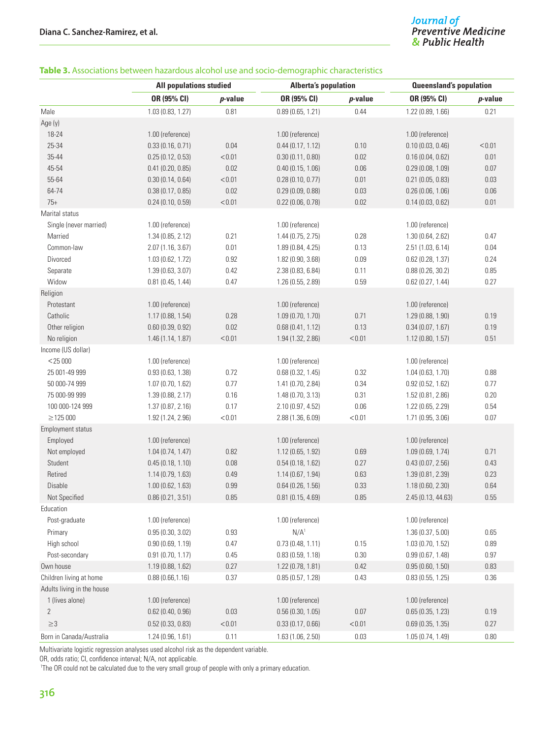**Table 3.** Associations between hazardous alcohol use and socio-demographic characteristics

| | All populations studied | | Alberta's population | | Queensland's population | |
|---|---|---|---|---|---|---|
| | OR (95% CI) | *p*-value | OR (95% CI) | *p*-value | OR (95% CI) | *p*-value |
| Male | 1.03 (0.83, 1.27) | 0.81 | 0.89 (0.65, 1.21) | 0.44 | 1.22 (0.89, 1.66) | 0.21 |
| Age (y) | | | | | | |
| 18-24 | 1.00 (reference) | | 1.00 (reference) | | 1.00 (reference) | |
| 25-34 | 0.33 (0.16, 0.71) | 0.04 | 0.44 (0.17, 1.12) | 0.10 | 0.10 (0.03, 0.46) | <0.01 |
| 35-44 | 0.25 (0.12, 0.53) | <0.01 | 0.30 (0.11, 0.80) | 0.02 | 0.16 (0.04, 0.62) | 0.01 |
| 45-54 | 0.41 (0.20, 0.85) | 0.02 | 0.40 (0.15, 1.06) | 0.06 | 0.29 (0.08, 1.09) | 0.07 |
| 55-64 | 0.30 (0.14, 0.64) | <0.01 | 0.28 (0.10, 0.77) | 0.01 | 0.21 (0.05, 0.83) | 0.03 |
| 64-74 | 0.38 (0.17, 0.85) | 0.02 | 0.29 (0.09, 0.88) | 0.03 | 0.26 (0.06, 1.06) | 0.06 |
| 75+ | 0.24 (0.10, 0.59) | <0.01 | 0.22 (0.06, 0.78) | 0.02 | 0.14 (0.03, 0.62) | 0.01 |
| Marital status | | | | | | |
| Single (never married) | 1.00 (reference) | | 1.00 (reference) | | 1.00 (reference) | |
| Married | 1.34 (0.85, 2.12) | 0.21 | 1.44 (0.75, 2.75) | 0.28 | 1.30 (0.64, 2.62) | 0.47 |
| Common-law | 2.07 (1.16, 3.67) | 0.01 | 1.89 (0.84, 4.25) | 0.13 | 2.51 (1.03, 6.14) | 0.04 |
| Divorced | 1.03 (0.62, 1.72) | 0.92 | 1.82 (0.90, 3.68) | 0.09 | 0.62 (0.28, 1.37) | 0.24 |
| Separate | 1.39 (0.63, 3.07) | 0.42 | 2.38 (0.83, 6.84) | 0.11 | 0.88 (0.26, 30.2) | 0.85 |
| Widow | 0.81 (0.45, 1.44) | 0.47 | 1.26 (0.55, 2.89) | 0.59 | 0.62 (0.27, 1.44) | 0.27 |
| Religion | | | | | | |
| Protestant | 1.00 (reference) | | 1.00 (reference) | | 1.00 (reference) | |
| Catholic | 1.17 (0.88, 1.54) | 0.28 | 1.09 (0.70, 1.70) | 0.71 | 1.29 (0.88, 1.90) | 0.19 |
| Other religion | 0.60 (0.39, 0.92) | 0.02 | 0.68 (0.41, 1.12) | 0.13 | 0.34 (0.07, 1.67) | 0.19 |
| No religion | 1.46 (1.14, 1.87) | <0.01 | 1.94 (1.32, 2.86) | <0.01 | 1.12 (0.80, 1.57) | 0.51 |
| Income (US dollar) | | | | | | |
| <25 000 | 1.00 (reference) | | 1.00 (reference) | | 1.00 (reference) | |
| 25 001-49 999 | 0.93 (0.63, 1.38) | 0.72 | 0.68 (0.32, 1.45) | 0.32 | 1.04 (0.63, 1.70) | 0.88 |
| 50 000-74 999 | 1.07 (0.70, 1.62) | 0.77 | 1.41 (0.70, 2.84) | 0.34 | 0.92 (0.52, 1.62) | 0.77 |
| 75 000-99 999 | 1.39 (0.88, 2.17) | 0.16 | 1.48 (0.70, 3.13) | 0.31 | 1.52 (0.81, 2.86) | 0.20 |
| 100 000-124 999 | 1.37 (0.87, 2.16) | 0.17 | 2.10 (0.97, 4.52) | 0.06 | 1.22 (0.65, 2.29) | 0.54 |
| ≥125 000 | 1.92 (1.24, 2.96) | <0.01 | 2.88 (1.36, 6.09) | <0.01 | 1.71 (0.95, 3.06) | 0.07 |
| Employment status | | | | | | |
| Employed | 1.00 (reference) | | 1.00 (reference) | | 1.00 (reference) | |
| Not employed | 1.04 (0.74, 1.47) | 0.82 | 1.12 (0.65, 1.92) | 0.69 | 1.09 (0.69, 1.74) | 0.71 |
| Student | 0.45 (0.18, 1.10) | 0.08 | 0.54 (0.18, 1.62) | 0.27 | 0.43 (0.07, 2.56) | 0.43 |
| Retired | 1.14 (0.79, 1.63) | 0.49 | 1.14 (0.67, 1.94) | 0.63 | 1.39 (0.81, 2.39) | 0.23 |
| Disable | 1.00 (0.62, 1.63) | 0.99 | 0.64 (0.26, 1.56) | 0.33 | 1.18 (0.60, 2.30) | 0.64 |
| Not Specified | 0.86 (0.21, 3.51) | 0.85 | 0.81 (0.15, 4.69) | 0.85 | 2.45 (0.13, 44.63) | 0.55 |
| Education | | | | | | |
| Post-graduate | 1.00 (reference) | | 1.00 (reference) | | 1.00 (reference) | |
| Primary | 0.95 (0.30, 3.02) | 0.93 | N/A[1] | | 1.36 (0.37, 5.00) | 0.65 |
| High school | 0.90 (0.69, 1.19) | 0.47 | 0.73 (0.48, 1.11) | 0.15 | 1.03 (0.70, 1.52) | 0.89 |
| Post-secondary | 0.91 (0.70, 1.17) | 0.45 | 0.83 (0.59, 1.18) | 0.30 | 0.99 (0.67, 1.48) | 0.97 |
| Own house | 1.19 (0.88, 1.62) | 0.27 | 1.22 (0.78, 1.81) | 0.42 | 0.95 (0.60, 1.50) | 0.83 |
| Children living at home | 0.88 (0.66,1.16) | 0.37 | 0.85 (0.57, 1.28) | 0.43 | 0.83 (0.55, 1.25) | 0.36 |
| Adults living in the house | | | | | | |
| 1 (lives alone) | 1.00 (reference) | | 1.00 (reference) | | 1.00 (reference) | |
| 2 | 0.62 (0.40, 0.96) | 0.03 | 0.56 (0.30, 1.05) | 0.07 | 0.65 (0.35, 1.23) | 0.19 |
| ≥3 | 0.52 (0.33, 0.83) | <0.01 | 0.33 (0.17, 0.66) | <0.01 | 0.69 (0.35, 1.35) | 0.27 |
| Born in Canada/Australia | 1.24 (0.96, 1.61) | 0.11 | 1.63 (1.06, 2.50) | 0.03 | 1.05 (0.74, 1.49) | 0.80 |

Multivariate logistic regression analyses used alcohol risk as the dependent variable.

OR, odds ratio; CI, confidence interval; N/A, not applicable.

[1]The OR could not be calculated due to the very small group of people with only a primary education.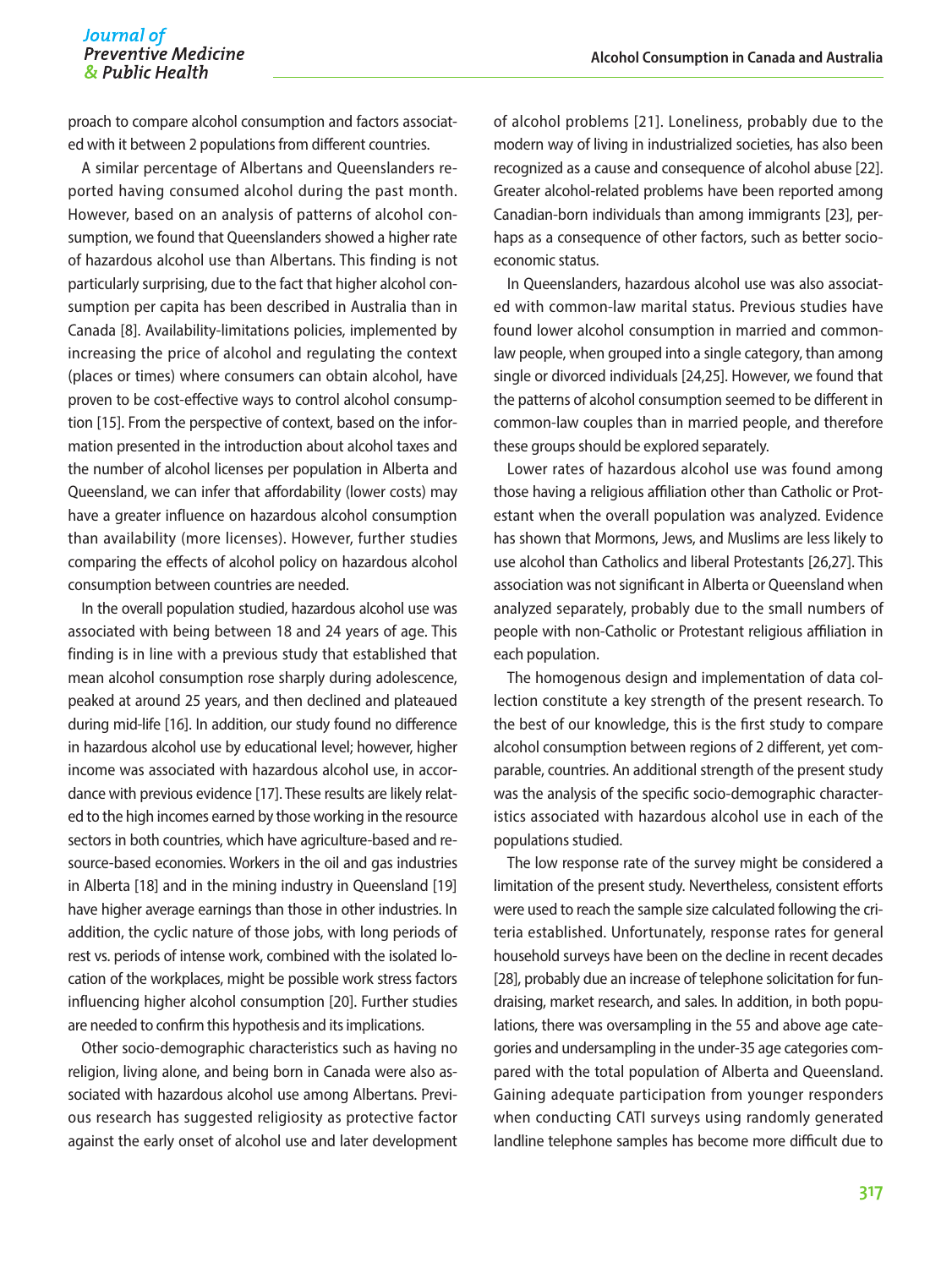proach to compare alcohol consumption and factors associated with it between 2 populations from different countries.

A similar percentage of Albertans and Queenslanders reported having consumed alcohol during the past month. However, based on an analysis of patterns of alcohol consumption, we found that Queenslanders showed a higher rate of hazardous alcohol use than Albertans. This finding is not particularly surprising, due to the fact that higher alcohol consumption per capita has been described in Australia than in Canada [8]. Availability-limitations policies, implemented by increasing the price of alcohol and regulating the context (places or times) where consumers can obtain alcohol, have proven to be cost-effective ways to control alcohol consumption [15]. From the perspective of context, based on the information presented in the introduction about alcohol taxes and the number of alcohol licenses per population in Alberta and Queensland, we can infer that affordability (lower costs) may have a greater influence on hazardous alcohol consumption than availability (more licenses). However, further studies comparing the effects of alcohol policy on hazardous alcohol consumption between countries are needed.

In the overall population studied, hazardous alcohol use was associated with being between 18 and 24 years of age. This finding is in line with a previous study that established that mean alcohol consumption rose sharply during adolescence, peaked at around 25 years, and then declined and plateaued during mid-life [16]. In addition, our study found no difference in hazardous alcohol use by educational level; however, higher income was associated with hazardous alcohol use, in accordance with previous evidence [17]. These results are likely related to the high incomes earned by those working in the resource sectors in both countries, which have agriculture-based and resource-based economies. Workers in the oil and gas industries in Alberta [18] and in the mining industry in Queensland [19] have higher average earnings than those in other industries. In addition, the cyclic nature of those jobs, with long periods of rest vs. periods of intense work, combined with the isolated location of the workplaces, might be possible work stress factors influencing higher alcohol consumption [20]. Further studies are needed to confirm this hypothesis and its implications.

Other socio-demographic characteristics such as having no religion, living alone, and being born in Canada were also associated with hazardous alcohol use among Albertans. Previous research has suggested religiosity as protective factor against the early onset of alcohol use and later development of alcohol problems [21]. Loneliness, probably due to the modern way of living in industrialized societies, has also been recognized as a cause and consequence of alcohol abuse [22]. Greater alcohol-related problems have been reported among Canadian-born individuals than among immigrants [23], perhaps as a consequence of other factors, such as better socioeconomic status.

In Queenslanders, hazardous alcohol use was also associated with common-law marital status. Previous studies have found lower alcohol consumption in married and common-law people, when grouped into a single category, than among single or divorced individuals [24,25]. However, we found that the patterns of alcohol consumption seemed to be different in common-law couples than in married people, and therefore these groups should be explored separately.

Lower rates of hazardous alcohol use was found among those having a religious affiliation other than Catholic or Protestant when the overall population was analyzed. Evidence has shown that Mormons, Jews, and Muslims are less likely to use alcohol than Catholics and liberal Protestants [26,27]. This association was not significant in Alberta or Queensland when analyzed separately, probably due to the small numbers of people with non-Catholic or Protestant religious affiliation in each population.

The homogenous design and implementation of data collection constitute a key strength of the present research. To the best of our knowledge, this is the first study to compare alcohol consumption between regions of 2 different, yet comparable, countries. An additional strength of the present study was the analysis of the specific socio-demographic characteristics associated with hazardous alcohol use in each of the populations studied.

The low response rate of the survey might be considered a limitation of the present study. Nevertheless, consistent efforts were used to reach the sample size calculated following the criteria established. Unfortunately, response rates for general household surveys have been on the decline in recent decades [28], probably due an increase of telephone solicitation for fundraising, market research, and sales. In addition, in both populations, there was oversampling in the 55 and above age categories and undersampling in the under-35 age categories compared with the total population of Alberta and Queensland. Gaining adequate participation from younger responders when conducting CATI surveys using randomly generated landline telephone samples has become more difficult due to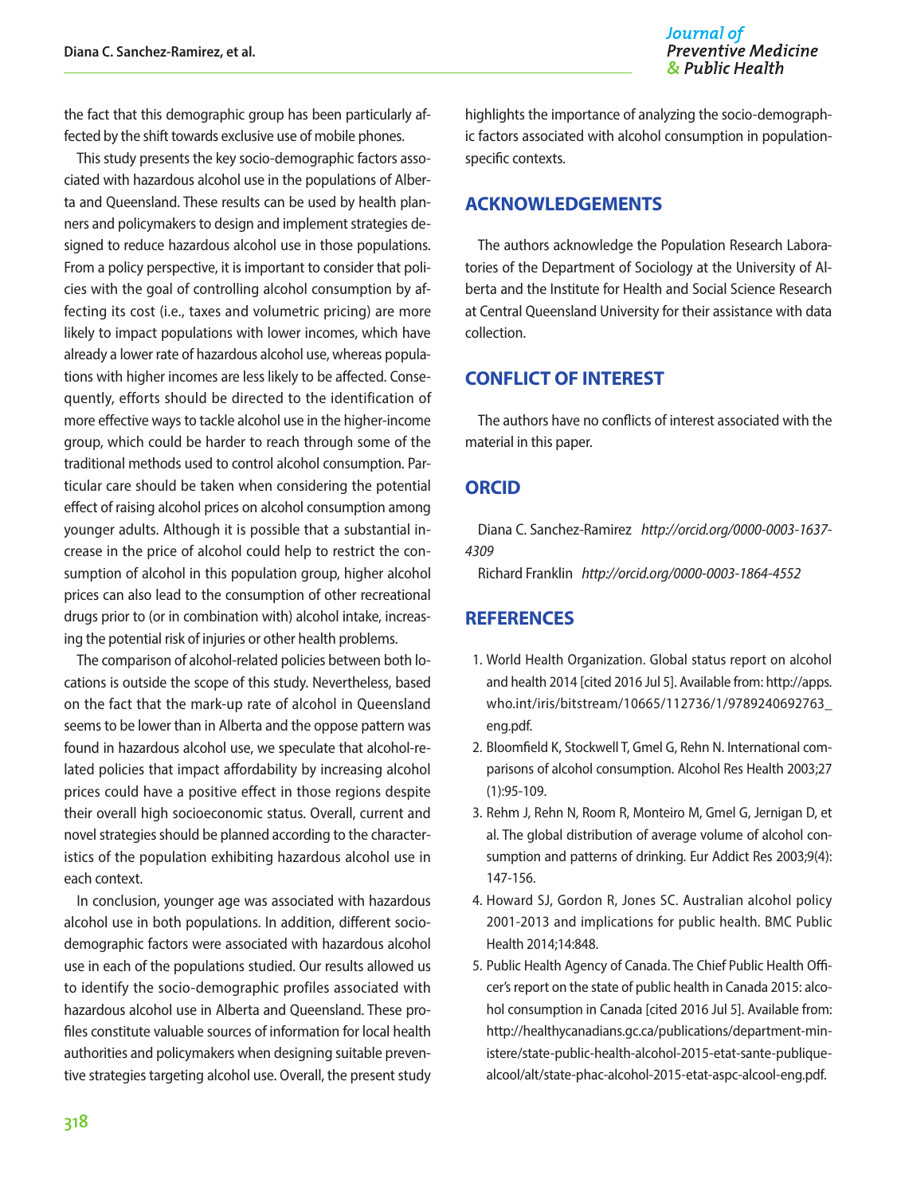the fact that this demographic group has been particularly affected by the shift towards exclusive use of mobile phones.

This study presents the key socio-demographic factors associated with hazardous alcohol use in the populations of Alberta and Queensland. These results can be used by health planners and policymakers to design and implement strategies designed to reduce hazardous alcohol use in those populations. From a policy perspective, it is important to consider that policies with the goal of controlling alcohol consumption by affecting its cost (i.e., taxes and volumetric pricing) are more likely to impact populations with lower incomes, which have already a lower rate of hazardous alcohol use, whereas populations with higher incomes are less likely to be affected. Consequently, efforts should be directed to the identification of more effective ways to tackle alcohol use in the higher-income group, which could be harder to reach through some of the traditional methods used to control alcohol consumption. Particular care should be taken when considering the potential effect of raising alcohol prices on alcohol consumption among younger adults. Although it is possible that a substantial increase in the price of alcohol could help to restrict the consumption of alcohol in this population group, higher alcohol prices can also lead to the consumption of other recreational drugs prior to (or in combination with) alcohol intake, increasing the potential risk of injuries or other health problems.

The comparison of alcohol-related policies between both locations is outside the scope of this study. Nevertheless, based on the fact that the mark-up rate of alcohol in Queensland seems to be lower than in Alberta and the oppose pattern was found in hazardous alcohol use, we speculate that alcohol-related policies that impact affordability by increasing alcohol prices could have a positive effect in those regions despite their overall high socioeconomic status. Overall, current and novel strategies should be planned according to the characteristics of the population exhibiting hazardous alcohol use in each context.

In conclusion, younger age was associated with hazardous alcohol use in both populations. In addition, different socio-demographic factors were associated with hazardous alcohol use in each of the populations studied. Our results allowed us to identify the socio-demographic profiles associated with hazardous alcohol use in Alberta and Queensland. These profiles constitute valuable sources of information for local health authorities and policymakers when designing suitable preventive strategies targeting alcohol use. Overall, the present study highlights the importance of analyzing the socio-demographic factors associated with alcohol consumption in population-specific contexts.

## ACKNOWLEDGEMENTS

The authors acknowledge the Population Research Laboratories of the Department of Sociology at the University of Alberta and the Institute for Health and Social Science Research at Central Queensland University for their assistance with data collection.

## CONFLICT OF INTEREST

The authors have no conflicts of interest associated with the material in this paper.

## ORCID

Diana C. Sanchez-Ramirez *http://orcid.org/0000-0003-1637-4309*

Richard Franklin *http://orcid.org/0000-0003-1864-4552*

## REFERENCES

1. World Health Organization. Global status report on alcohol and health 2014 [cited 2016 Jul 5]. Available from: http://apps.who.int/iris/bitstream/10665/112736/1/9789240692763_eng.pdf.
2. Bloomfield K, Stockwell T, Gmel G, Rehn N. International comparisons of alcohol consumption. Alcohol Res Health 2003;27(1):95-109.
3. Rehm J, Rehn N, Room R, Monteiro M, Gmel G, Jernigan D, et al. The global distribution of average volume of alcohol consumption and patterns of drinking. Eur Addict Res 2003;9(4):147-156.
4. Howard SJ, Gordon R, Jones SC. Australian alcohol policy 2001-2013 and implications for public health. BMC Public Health 2014;14:848.
5. Public Health Agency of Canada. The Chief Public Health Officer's report on the state of public health in Canada 2015: alcohol consumption in Canada [cited 2016 Jul 5]. Available from: http://healthycanadians.gc.ca/publications/department-ministere/state-public-health-alcohol-2015-etat-sante-publique-alcool/alt/state-phac-alcohol-2015-etat-aspc-alcool-eng.pdf.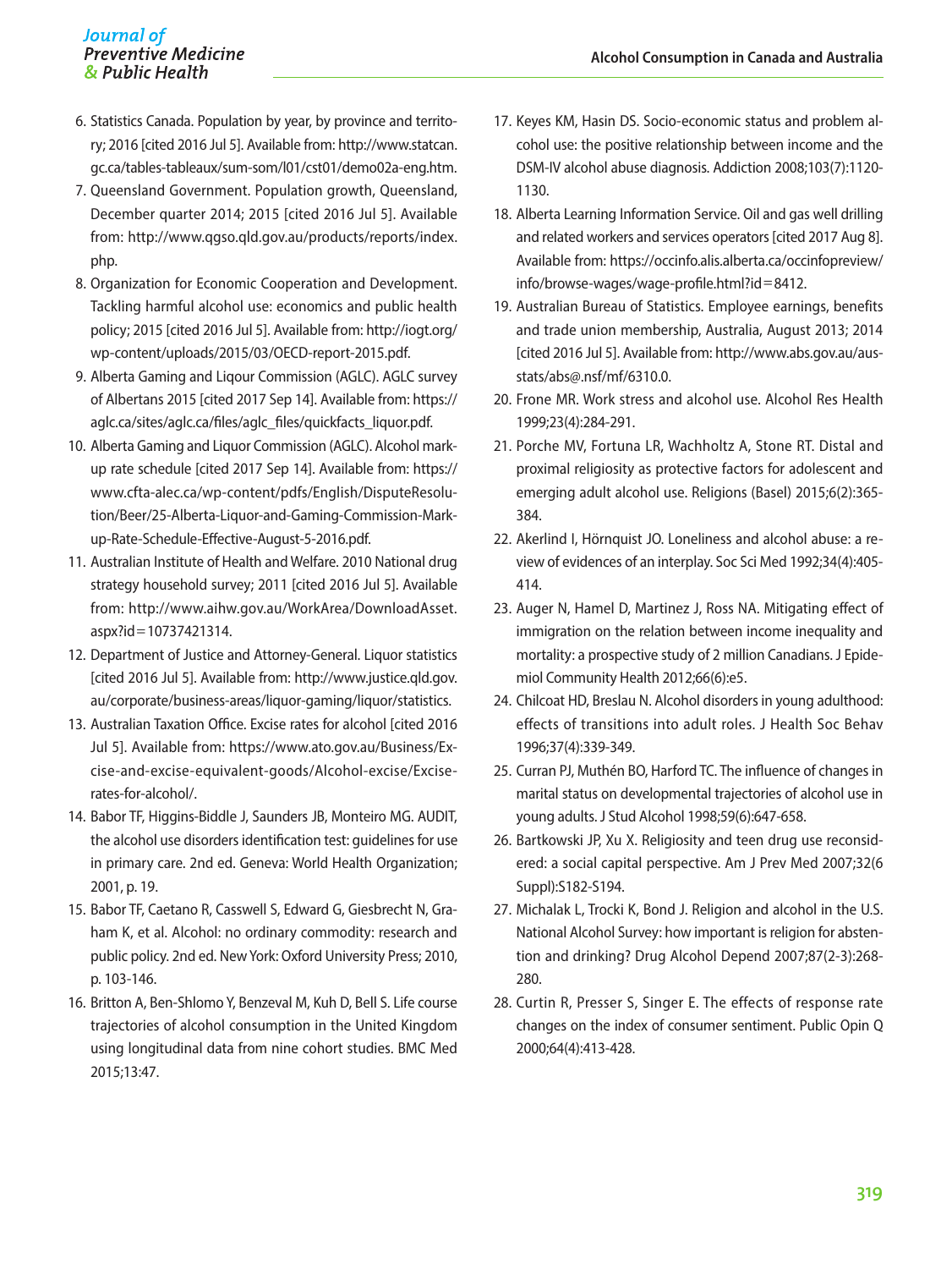6. Statistics Canada. Population by year, by province and territory; 2016 [cited 2016 Jul 5]. Available from: http://www.statcan.gc.ca/tables-tableaux/sum-som/l01/cst01/demo02a-eng.htm.
7. Queensland Government. Population growth, Queensland, December quarter 2014; 2015 [cited 2016 Jul 5]. Available from: http://www.qgso.qld.gov.au/products/reports/index.php.
8. Organization for Economic Cooperation and Development. Tackling harmful alcohol use: economics and public health policy; 2015 [cited 2016 Jul 5]. Available from: http://iogt.org/wp-content/uploads/2015/03/OECD-report-2015.pdf.
9. Alberta Gaming and Liqour Commission (AGLC). AGLC survey of Albertans 2015 [cited 2017 Sep 14]. Available from: https://aglc.ca/sites/aglc.ca/files/aglc_files/quickfacts_liquor.pdf.
10. Alberta Gaming and Liquor Commission (AGLC). Alcohol mark-up rate schedule [cited 2017 Sep 14]. Available from: https://www.cfta-alec.ca/wp-content/pdfs/English/DisputeResolution/Beer/25-Alberta-Liquor-and-Gaming-Commission-Mark-up-Rate-Schedule-Effective-August-5-2016.pdf.
11. Australian Institute of Health and Welfare. 2010 National drug strategy household survey; 2011 [cited 2016 Jul 5]. Available from: http://www.aihw.gov.au/WorkArea/DownloadAsset.aspx?id=10737421314.
12. Department of Justice and Attorney-General. Liquor statistics [cited 2016 Jul 5]. Available from: http://www.justice.qld.gov.au/corporate/business-areas/liquor-gaming/liquor/statistics.
13. Australian Taxation Office. Excise rates for alcohol [cited 2016 Jul 5]. Available from: https://www.ato.gov.au/Business/Excise-and-excise-equivalent-goods/Alcohol-excise/Excise-rates-for-alcohol/.
14. Babor TF, Higgins-Biddle J, Saunders JB, Monteiro MG. AUDIT, the alcohol use disorders identification test: guidelines for use in primary care. 2nd ed. Geneva: World Health Organization; 2001, p. 19.
15. Babor TF, Caetano R, Casswell S, Edward G, Giesbrecht N, Graham K, et al. Alcohol: no ordinary commodity: research and public policy. 2nd ed. New York: Oxford University Press; 2010, p. 103-146.
16. Britton A, Ben-Shlomo Y, Benzeval M, Kuh D, Bell S. Life course trajectories of alcohol consumption in the United Kingdom using longitudinal data from nine cohort studies. BMC Med 2015;13:47.
17. Keyes KM, Hasin DS. Socio-economic status and problem alcohol use: the positive relationship between income and the DSM-IV alcohol abuse diagnosis. Addiction 2008;103(7):1120-1130.
18. Alberta Learning Information Service. Oil and gas well drilling and related workers and services operators [cited 2017 Aug 8]. Available from: https://occinfo.alis.alberta.ca/occinfopreview/info/browse-wages/wage-profile.html?id=8412.
19. Australian Bureau of Statistics. Employee earnings, benefits and trade union membership, Australia, August 2013; 2014 [cited 2016 Jul 5]. Available from: http://www.abs.gov.au/ausstats/abs@.nsf/mf/6310.0.
20. Frone MR. Work stress and alcohol use. Alcohol Res Health 1999;23(4):284-291.
21. Porche MV, Fortuna LR, Wachholtz A, Stone RT. Distal and proximal religiosity as protective factors for adolescent and emerging adult alcohol use. Religions (Basel) 2015;6(2):365-384.
22. Akerlind I, Hörnquist JO. Loneliness and alcohol abuse: a review of evidences of an interplay. Soc Sci Med 1992;34(4):405-414.
23. Auger N, Hamel D, Martinez J, Ross NA. Mitigating effect of immigration on the relation between income inequality and mortality: a prospective study of 2 million Canadians. J Epidemiol Community Health 2012;66(6):e5.
24. Chilcoat HD, Breslau N. Alcohol disorders in young adulthood: effects of transitions into adult roles. J Health Soc Behav 1996;37(4):339-349.
25. Curran PJ, Muthén BO, Harford TC. The influence of changes in marital status on developmental trajectories of alcohol use in young adults. J Stud Alcohol 1998;59(6):647-658.
26. Bartkowski JP, Xu X. Religiosity and teen drug use reconsidered: a social capital perspective. Am J Prev Med 2007;32(6 Suppl):S182-S194.
27. Michalak L, Trocki K, Bond J. Religion and alcohol in the U.S. National Alcohol Survey: how important is religion for abstention and drinking? Drug Alcohol Depend 2007;87(2-3):268-280.
28. Curtin R, Presser S, Singer E. The effects of response rate changes on the index of consumer sentiment. Public Opin Q 2000;64(4):413-428.